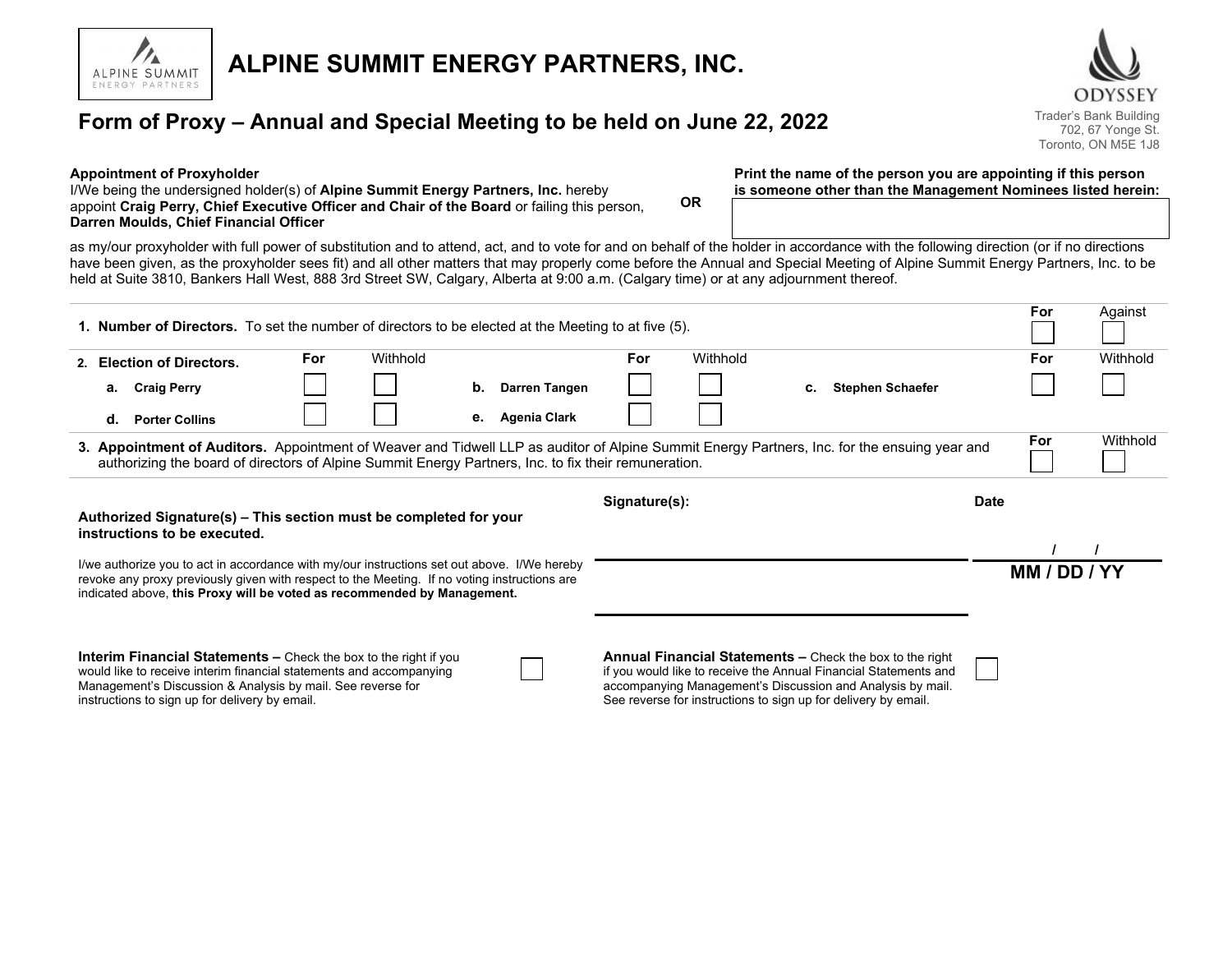ALPINE SUMMIT
ENERGY PARTNERS

# ALPINE SUMMIT ENERGY PARTNERS, INC.

ODYSSEY

Trader's Bank Building
702, 67 Yonge St.
Toronto, ON M5E 1J8

## Form of Proxy – Annual and Special Meeting to be held on June 22, 2022

**Appointment of Proxyholder**
I/We being the undersigned holder(s) of **Alpine Summit Energy Partners, Inc.** hereby appoint **Craig Perry, Chief Executive Officer and Chair of the Board** or failing this person, **Darren Moulds, Chief Financial Officer**

**OR**

**Print the name of the person you are appointing if this person is someone other than the Management Nominees listed herein:**

as my/our proxyholder with full power of substitution and to attend, act, and to vote for and on behalf of the holder in accordance with the following direction (or if no directions have been given, as the proxyholder sees fit) and all other matters that may properly come before the Annual and Special Meeting of Alpine Summit Energy Partners, Inc. to be held at Suite 3810, Bankers Hall West, 888 3rd Street SW, Calgary, Alberta at 9:00 a.m. (Calgary time) or at any adjournment thereof.

| | For | Against |
|---|---|---|
| **1. Number of Directors.** To set the number of directors to be elected at the Meeting to at five (5). | ☐ | ☐ |

**2. Election of Directors.**

| | For | Withhold | | For | Withhold | | For | Withhold |
|---|---|---|---|---|---|---|---|---|
| **a. Craig Perry** | ☐ | ☐ | **b. Darren Tangen** | ☐ | ☐ | **c. Stephen Schaefer** | ☐ | ☐ |
| **d. Porter Collins** | ☐ | ☐ | **e. Agenia Clark** | ☐ | ☐ | | | |

| | For | Withhold |
|---|---|---|
| **3. Appointment of Auditors.** Appointment of Weaver and Tidwell LLP as auditor of Alpine Summit Energy Partners, Inc. for the ensuing year and authorizing the board of directors of Alpine Summit Energy Partners, Inc. to fix their remuneration. | ☐ | ☐ |

**Authorized Signature(s) – This section must be completed for your instructions to be executed.**

I/we authorize you to act in accordance with my/our instructions set out above. I/We hereby revoke any proxy previously given with respect to the Meeting. If no voting instructions are indicated above, **this Proxy will be voted as recommended by Management.**

**Signature(s):**

**Date**

/ /
**MM / DD / YY**

**Interim Financial Statements –** Check the box to the right if you would like to receive interim financial statements and accompanying Management's Discussion & Analysis by mail. See reverse for instructions to sign up for delivery by email. ☐

**Annual Financial Statements –** Check the box to the right if you would like to receive the Annual Financial Statements and accompanying Management's Discussion and Analysis by mail. See reverse for instructions to sign up for delivery by email. ☐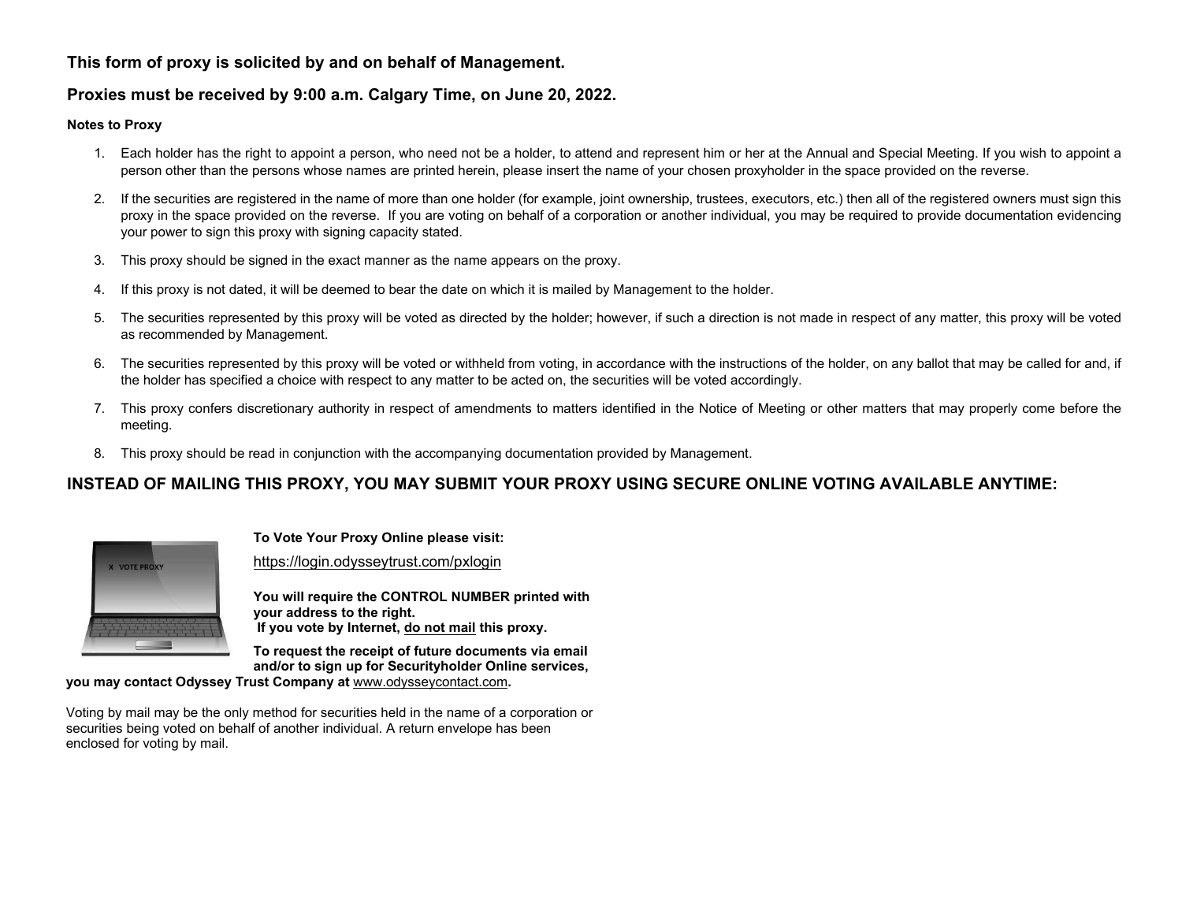**This form of proxy is solicited by and on behalf of Management.**

**Proxies must be received by 9:00 a.m. Calgary Time, on June 20, 2022.**

**Notes to Proxy**

1. Each holder has the right to appoint a person, who need not be a holder, to attend and represent him or her at the Annual and Special Meeting. If you wish to appoint a person other than the persons whose names are printed herein, please insert the name of your chosen proxyholder in the space provided on the reverse.
2. If the securities are registered in the name of more than one holder (for example, joint ownership, trustees, executors, etc.) then all of the registered owners must sign this proxy in the space provided on the reverse. If you are voting on behalf of a corporation or another individual, you may be required to provide documentation evidencing your power to sign this proxy with signing capacity stated.
3. This proxy should be signed in the exact manner as the name appears on the proxy.
4. If this proxy is not dated, it will be deemed to bear the date on which it is mailed by Management to the holder.
5. The securities represented by this proxy will be voted as directed by the holder; however, if such a direction is not made in respect of any matter, this proxy will be voted as recommended by Management.
6. The securities represented by this proxy will be voted or withheld from voting, in accordance with the instructions of the holder, on any ballot that may be called for and, if the holder has specified a choice with respect to any matter to be acted on, the securities will be voted accordingly.
7. This proxy confers discretionary authority in respect of amendments to matters identified in the Notice of Meeting or other matters that may properly come before the meeting.
8. This proxy should be read in conjunction with the accompanying documentation provided by Management.

**INSTEAD OF MAILING THIS PROXY, YOU MAY SUBMIT YOUR PROXY USING SECURE ONLINE VOTING AVAILABLE ANYTIME:**

**To Vote Your Proxy Online please visit:**

https://login.odysseytrust.com/pxlogin

**You will require the CONTROL NUMBER printed with your address to the right.**
**If you vote by Internet, do not mail this proxy.**

**To request the receipt of future documents via email and/or to sign up for Securityholder Online services, you may contact Odyssey Trust Company at www.odysseycontact.com.**

Voting by mail may be the only method for securities held in the name of a corporation or securities being voted on behalf of another individual. A return envelope has been enclosed for voting by mail.